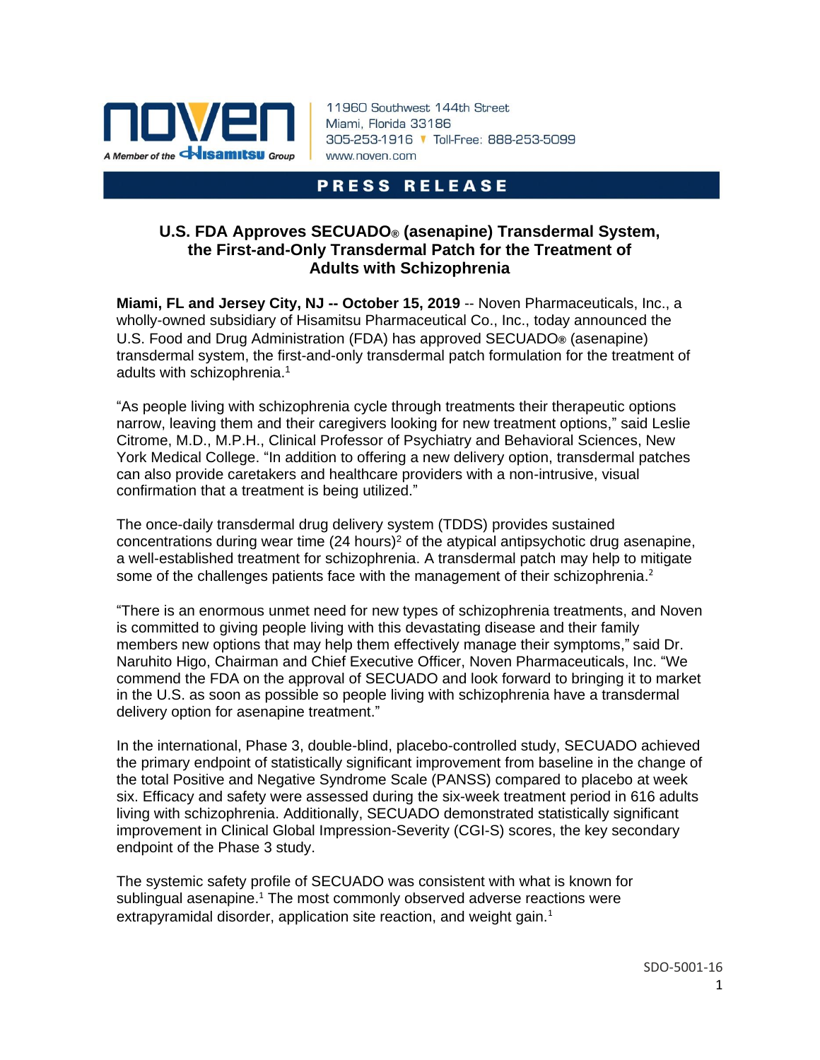11960 Southwest 144th Street
Miami, Florida 33186
305-253-1916 Toll-Free: 888-253-5099
www.noven.com

**PRESS RELEASE**

# U.S. FDA Approves SECUADO® (asenapine) Transdermal System, the First-and-Only Transdermal Patch for the Treatment of Adults with Schizophrenia

**Miami, FL and Jersey City, NJ -- October 15, 2019** -- Noven Pharmaceuticals, Inc., a wholly-owned subsidiary of Hisamitsu Pharmaceutical Co., Inc., today announced the U.S. Food and Drug Administration (FDA) has approved SECUADO® (asenapine) transdermal system, the first-and-only transdermal patch formulation for the treatment of adults with schizophrenia.[1]

"As people living with schizophrenia cycle through treatments their therapeutic options narrow, leaving them and their caregivers looking for new treatment options," said Leslie Citrome, M.D., M.P.H., Clinical Professor of Psychiatry and Behavioral Sciences, New York Medical College. "In addition to offering a new delivery option, transdermal patches can also provide caretakers and healthcare providers with a non-intrusive, visual confirmation that a treatment is being utilized."

The once-daily transdermal drug delivery system (TDDS) provides sustained concentrations during wear time (24 hours)[2] of the atypical antipsychotic drug asenapine, a well-established treatment for schizophrenia. A transdermal patch may help to mitigate some of the challenges patients face with the management of their schizophrenia.[2]

"There is an enormous unmet need for new types of schizophrenia treatments, and Noven is committed to giving people living with this devastating disease and their family members new options that may help them effectively manage their symptoms," said Dr. Naruhito Higo, Chairman and Chief Executive Officer, Noven Pharmaceuticals, Inc. "We commend the FDA on the approval of SECUADO and look forward to bringing it to market in the U.S. as soon as possible so people living with schizophrenia have a transdermal delivery option for asenapine treatment."

In the international, Phase 3, double-blind, placebo-controlled study, SECUADO achieved the primary endpoint of statistically significant improvement from baseline in the change of the total Positive and Negative Syndrome Scale (PANSS) compared to placebo at week six. Efficacy and safety were assessed during the six-week treatment period in 616 adults living with schizophrenia. Additionally, SECUADO demonstrated statistically significant improvement in Clinical Global Impression-Severity (CGI-S) scores, the key secondary endpoint of the Phase 3 study.

The systemic safety profile of SECUADO was consistent with what is known for sublingual asenapine.[1] The most commonly observed adverse reactions were extrapyramidal disorder, application site reaction, and weight gain.[1]

SDO-5001-16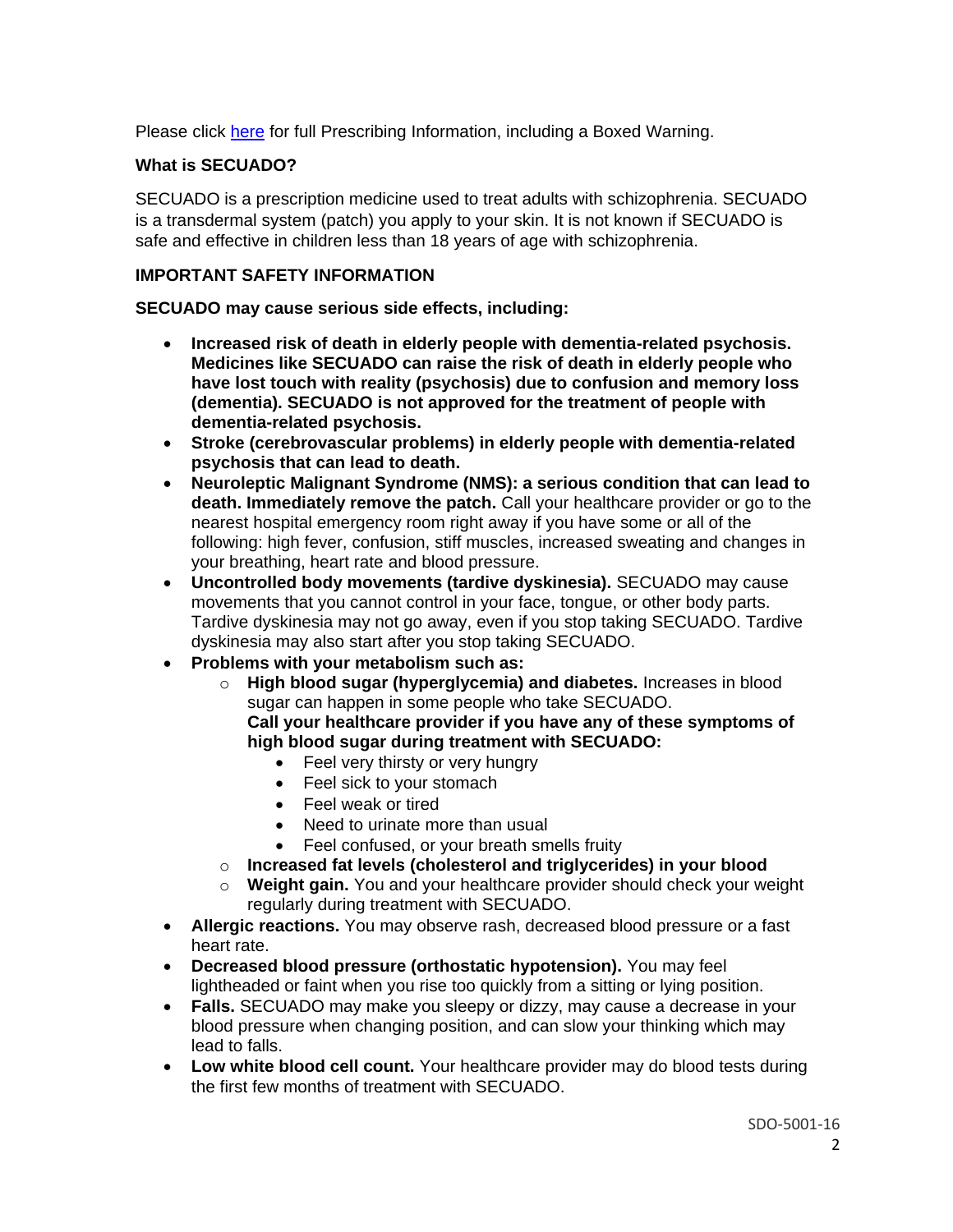Please click here for full Prescribing Information, including a Boxed Warning.

**What is SECUADO?**

SECUADO is a prescription medicine used to treat adults with schizophrenia. SECUADO is a transdermal system (patch) you apply to your skin. It is not known if SECUADO is safe and effective in children less than 18 years of age with schizophrenia.

**IMPORTANT SAFETY INFORMATION**

**SECUADO may cause serious side effects, including:**

- **Increased risk of death in elderly people with dementia-related psychosis. Medicines like SECUADO can raise the risk of death in elderly people who have lost touch with reality (psychosis) due to confusion and memory loss (dementia). SECUADO is not approved for the treatment of people with dementia-related psychosis.**
- **Stroke (cerebrovascular problems) in elderly people with dementia-related psychosis that can lead to death.**
- **Neuroleptic Malignant Syndrome (NMS): a serious condition that can lead to death. Immediately remove the patch.** Call your healthcare provider or go to the nearest hospital emergency room right away if you have some or all of the following: high fever, confusion, stiff muscles, increased sweating and changes in your breathing, heart rate and blood pressure.
- **Uncontrolled body movements (tardive dyskinesia).** SECUADO may cause movements that you cannot control in your face, tongue, or other body parts. Tardive dyskinesia may not go away, even if you stop taking SECUADO. Tardive dyskinesia may also start after you stop taking SECUADO.
- **Problems with your metabolism such as:**
  - **High blood sugar (hyperglycemia) and diabetes.** Increases in blood sugar can happen in some people who take SECUADO.
    **Call your healthcare provider if you have any of these symptoms of high blood sugar during treatment with SECUADO:**
    - Feel very thirsty or very hungry
    - Feel sick to your stomach
    - Feel weak or tired
    - Need to urinate more than usual
    - Feel confused, or your breath smells fruity
  - **Increased fat levels (cholesterol and triglycerides) in your blood**
  - **Weight gain.** You and your healthcare provider should check your weight regularly during treatment with SECUADO.
- **Allergic reactions.** You may observe rash, decreased blood pressure or a fast heart rate.
- **Decreased blood pressure (orthostatic hypotension).** You may feel lightheaded or faint when you rise too quickly from a sitting or lying position.
- **Falls.** SECUADO may make you sleepy or dizzy, may cause a decrease in your blood pressure when changing position, and can slow your thinking which may lead to falls.
- **Low white blood cell count.** Your healthcare provider may do blood tests during the first few months of treatment with SECUADO.

SDO-5001-16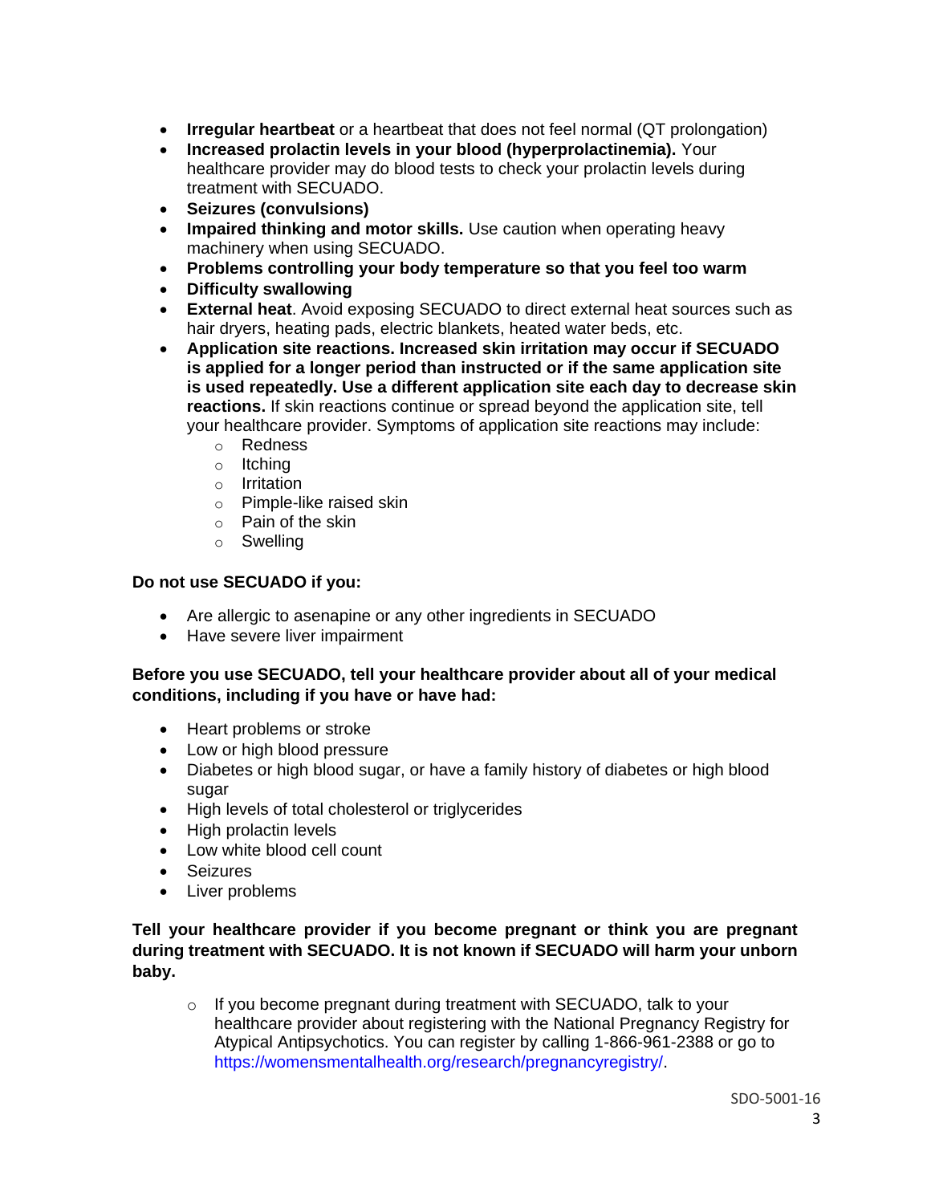- **Irregular heartbeat** or a heartbeat that does not feel normal (QT prolongation)
- **Increased prolactin levels in your blood (hyperprolactinemia).** Your healthcare provider may do blood tests to check your prolactin levels during treatment with SECUADO.
- **Seizures (convulsions)**
- **Impaired thinking and motor skills.** Use caution when operating heavy machinery when using SECUADO.
- **Problems controlling your body temperature so that you feel too warm**
- **Difficulty swallowing**
- **External heat**. Avoid exposing SECUADO to direct external heat sources such as hair dryers, heating pads, electric blankets, heated water beds, etc.
- **Application site reactions. Increased skin irritation may occur if SECUADO is applied for a longer period than instructed or if the same application site is used repeatedly. Use a different application site each day to decrease skin reactions.** If skin reactions continue or spread beyond the application site, tell your healthcare provider. Symptoms of application site reactions may include:
  - Redness
  - Itching
  - Irritation
  - Pimple-like raised skin
  - Pain of the skin
  - Swelling

**Do not use SECUADO if you:**

- Are allergic to asenapine or any other ingredients in SECUADO
- Have severe liver impairment

**Before you use SECUADO, tell your healthcare provider about all of your medical conditions, including if you have or have had:**

- Heart problems or stroke
- Low or high blood pressure
- Diabetes or high blood sugar, or have a family history of diabetes or high blood sugar
- High levels of total cholesterol or triglycerides
- High prolactin levels
- Low white blood cell count
- Seizures
- Liver problems

**Tell your healthcare provider if you become pregnant or think you are pregnant during treatment with SECUADO. It is not known if SECUADO will harm your unborn baby.**

- If you become pregnant during treatment with SECUADO, talk to your healthcare provider about registering with the National Pregnancy Registry for Atypical Antipsychotics. You can register by calling 1-866-961-2388 or go to https://womensmentalhealth.org/research/pregnancyregistry/.

SDO-5001-16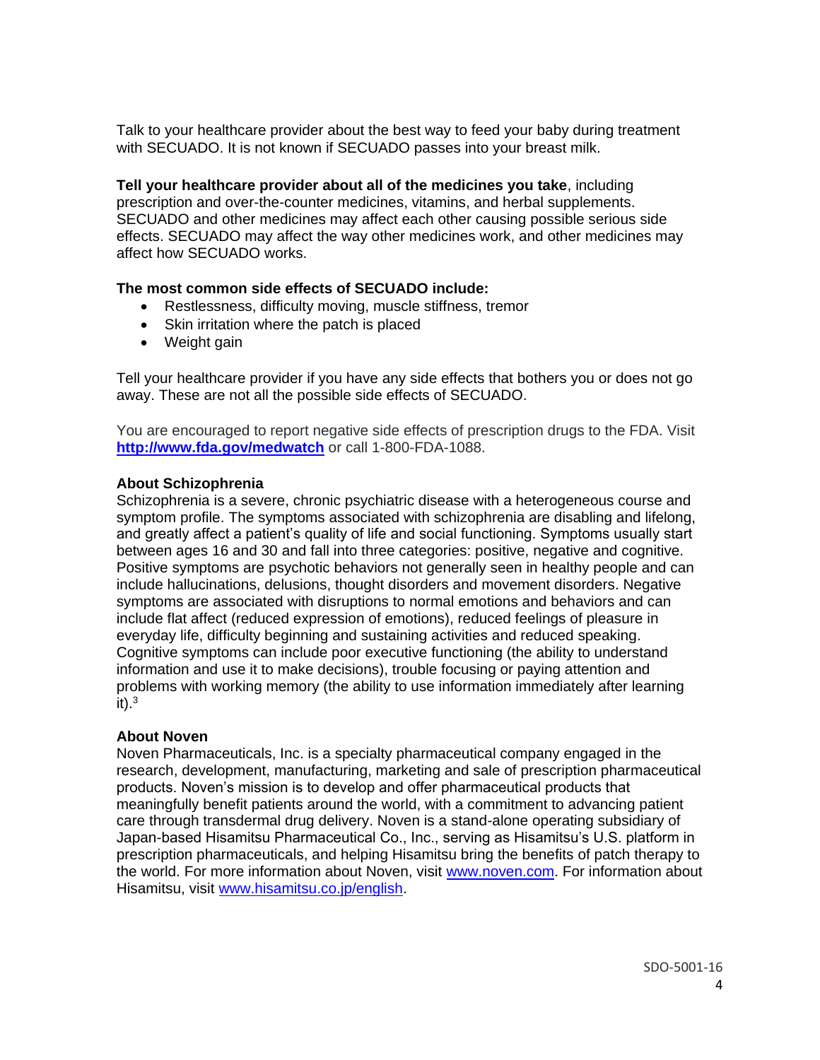Talk to your healthcare provider about the best way to feed your baby during treatment with SECUADO. It is not known if SECUADO passes into your breast milk.

**Tell your healthcare provider about all of the medicines you take**, including prescription and over-the-counter medicines, vitamins, and herbal supplements. SECUADO and other medicines may affect each other causing possible serious side effects. SECUADO may affect the way other medicines work, and other medicines may affect how SECUADO works.

**The most common side effects of SECUADO include:**

- Restlessness, difficulty moving, muscle stiffness, tremor
- Skin irritation where the patch is placed
- Weight gain

Tell your healthcare provider if you have any side effects that bothers you or does not go away. These are not all the possible side effects of SECUADO.

You are encouraged to report negative side effects of prescription drugs to the FDA. Visit **http://www.fda.gov/medwatch** or call 1-800-FDA-1088.

**About Schizophrenia**

Schizophrenia is a severe, chronic psychiatric disease with a heterogeneous course and symptom profile. The symptoms associated with schizophrenia are disabling and lifelong, and greatly affect a patient's quality of life and social functioning. Symptoms usually start between ages 16 and 30 and fall into three categories: positive, negative and cognitive. Positive symptoms are psychotic behaviors not generally seen in healthy people and can include hallucinations, delusions, thought disorders and movement disorders. Negative symptoms are associated with disruptions to normal emotions and behaviors and can include flat affect (reduced expression of emotions), reduced feelings of pleasure in everyday life, difficulty beginning and sustaining activities and reduced speaking. Cognitive symptoms can include poor executive functioning (the ability to understand information and use it to make decisions), trouble focusing or paying attention and problems with working memory (the ability to use information immediately after learning it).[3]

**About Noven**

Noven Pharmaceuticals, Inc. is a specialty pharmaceutical company engaged in the research, development, manufacturing, marketing and sale of prescription pharmaceutical products. Noven's mission is to develop and offer pharmaceutical products that meaningfully benefit patients around the world, with a commitment to advancing patient care through transdermal drug delivery. Noven is a stand-alone operating subsidiary of Japan-based Hisamitsu Pharmaceutical Co., Inc., serving as Hisamitsu's U.S. platform in prescription pharmaceuticals, and helping Hisamitsu bring the benefits of patch therapy to the world. For more information about Noven, visit www.noven.com. For information about Hisamitsu, visit www.hisamitsu.co.jp/english.

SDO-5001-16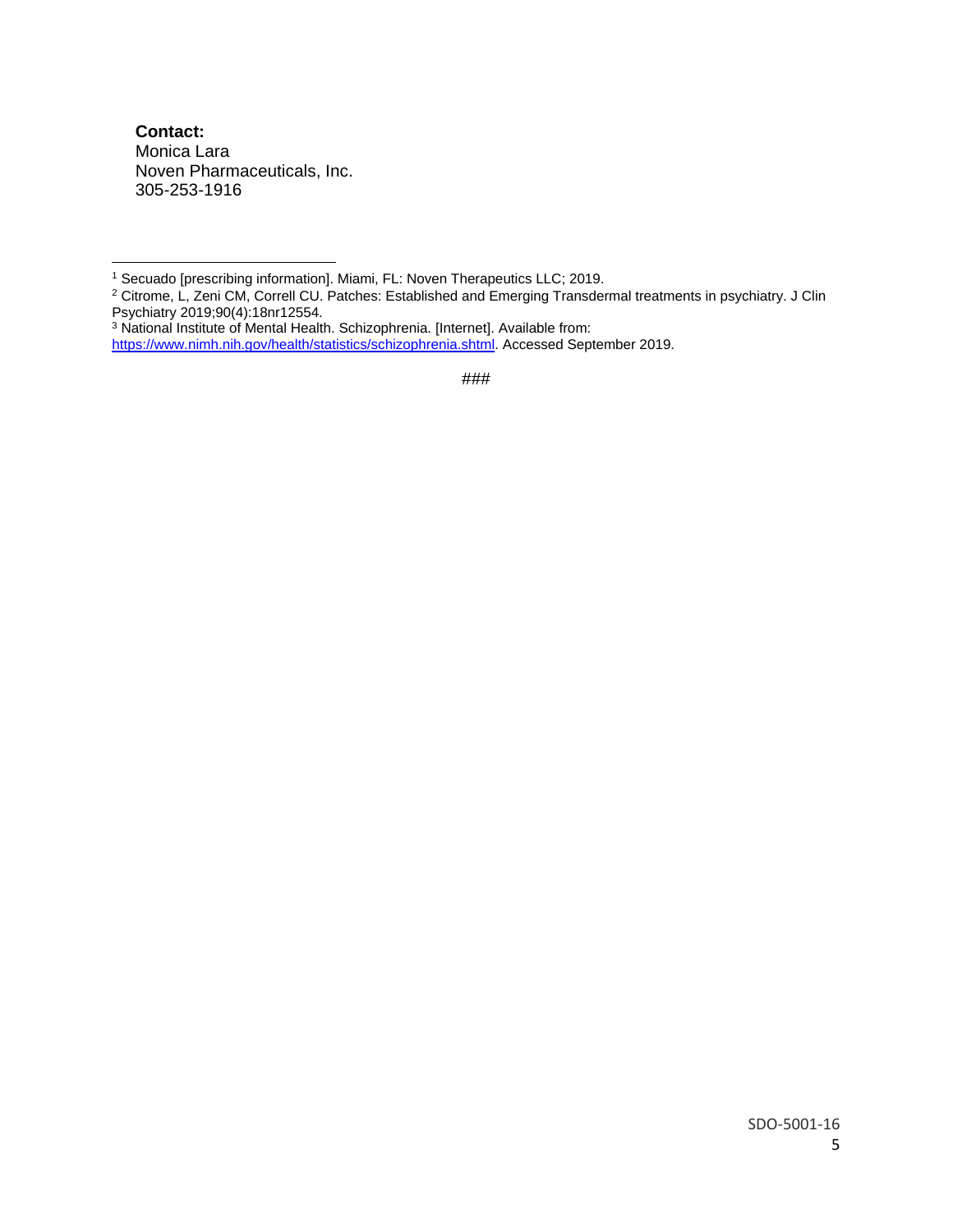**Contact:**
Monica Lara
Noven Pharmaceuticals, Inc.
305-253-1916

---

[1] Secuado [prescribing information]. Miami, FL: Noven Therapeutics LLC; 2019.

[2] Citrome, L, Zeni CM, Correll CU. Patches: Established and Emerging Transdermal treatments in psychiatry. J Clin Psychiatry 2019;90(4):18nr12554.

[3] National Institute of Mental Health. Schizophrenia. [Internet]. Available from: https://www.nimh.nih.gov/health/statistics/schizophrenia.shtml. Accessed September 2019.

###

SDO-5001-16